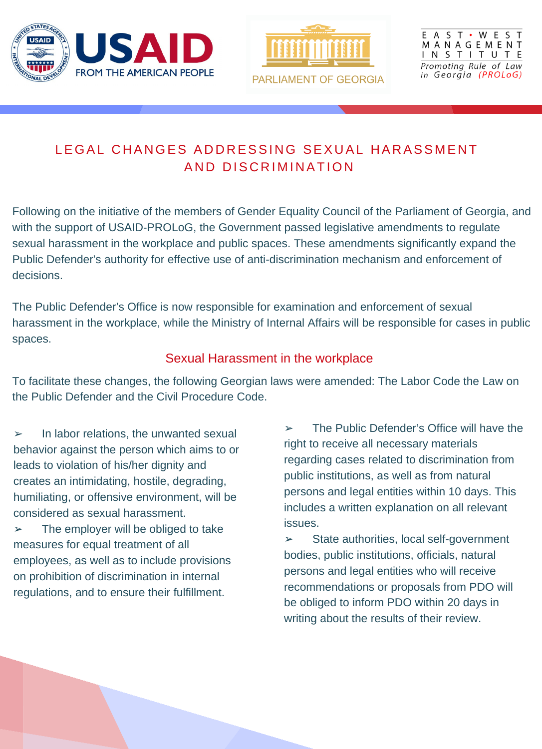# LEGAL CHANGES ADDRESSING SEXUAL HARASSMENT AND DISCRIMINATION

Following on the initiative of the members of Gender Equality Council of the Parliament of Georgia, and with the support of USAID-PROLoG, the Government passed legislative amendments to regulate sexual harassment in the workplace and public spaces. These amendments significantly expand the Public Defender's authority for effective use of anti-discrimination mechanism and enforcement of decisions.

The Public Defender's Office is now responsible for examination and enforcement of sexual harassment in the workplace, while the Ministry of Internal Affairs will be responsible for cases in public spaces.

## Sexual Harassment in the workplace

To facilitate these changes, the following Georgian laws were amended: The Labor Code the Law on the Public Defender and the Civil Procedure Code.

- In labor relations, the unwanted sexual behavior against the person which aims to or leads to violation of his/her dignity and creates an intimidating, hostile, degrading, humiliating, or offensive environment, will be considered as sexual harassment.
- The employer will be obliged to take measures for equal treatment of all employees, as well as to include provisions on prohibition of discrimination in internal regulations, and to ensure their fulfillment.
- The Public Defender's Office will have the right to receive all necessary materials regarding cases related to discrimination from public institutions, as well as from natural persons and legal entities within 10 days. This includes a written explanation on all relevant issues.
- State authorities, local self-government bodies, public institutions, officials, natural persons and legal entities who will receive recommendations or proposals from PDO will be obliged to inform PDO within 20 days in writing about the results of their review.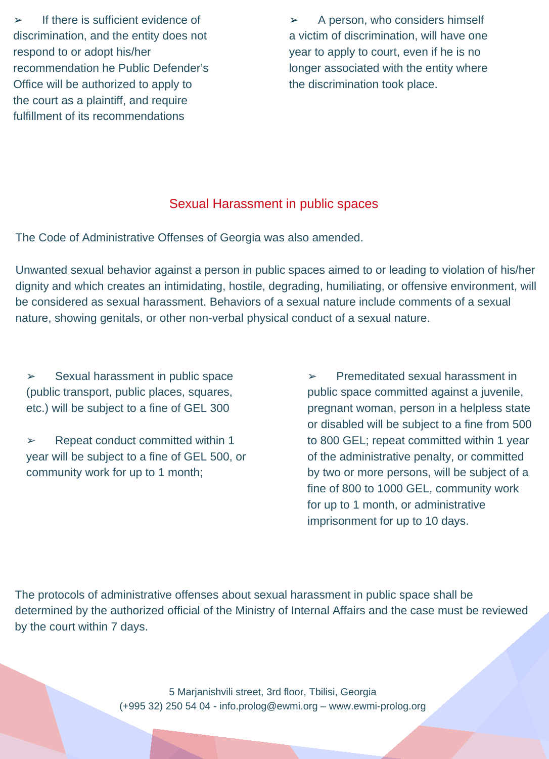- If there is sufficient evidence of discrimination, and the entity does not respond to or adopt his/her recommendation he Public Defender's Office will be authorized to apply to the court as a plaintiff, and require fulfillment of its recommendations

- A person, who considers himself a victim of discrimination, will have one year to apply to court, even if he is no longer associated with the entity where the discrimination took place.

## Sexual Harassment in public spaces

The Code of Administrative Offenses of Georgia was also amended.

Unwanted sexual behavior against a person in public spaces aimed to or leading to violation of his/her dignity and which creates an intimidating, hostile, degrading, humiliating, or offensive environment, will be considered as sexual harassment. Behaviors of a sexual nature include comments of a sexual nature, showing genitals, or other non-verbal physical conduct of a sexual nature.

- Sexual harassment in public space (public transport, public places, squares, etc.) will be subject to a fine of GEL 300

- Repeat conduct committed within 1 year will be subject to a fine of GEL 500, or community work for up to 1 month;

- Premeditated sexual harassment in public space committed against a juvenile, pregnant woman, person in a helpless state or disabled will be subject to a fine from 500 to 800 GEL; repeat committed within 1 year of the administrative penalty, or committed by two or more persons, will be subject of a fine of 800 to 1000 GEL, community work for up to 1 month, or administrative imprisonment for up to 10 days.

The protocols of administrative offenses about sexual harassment in public space shall be determined by the authorized official of the Ministry of Internal Affairs and the case must be reviewed by the court within 7 days.

5 Marjanishvili street, 3rd floor, Tbilisi, Georgia
(+995 32) 250 54 04 - info.prolog@ewmi.org – www.ewmi-prolog.org